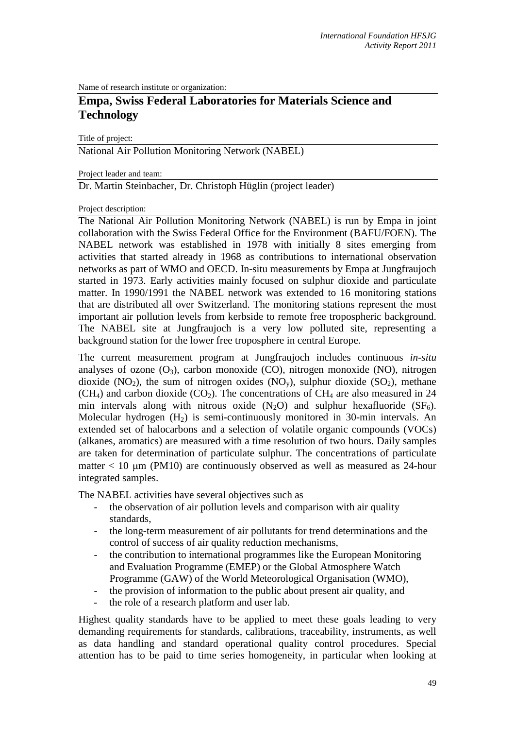Name of research institute or organization:

## Empa, Swiss Federal Laboratories for Materials Science and Technology

Title of project:

National Air Pollution Monitoring Network (NABEL)

Project leader and team:

Dr. Martin Steinbacher, Dr. Christoph Hüglin (project leader)

Project description:

The National Air Pollution Monitoring Network (NABEL) is run by Empa in joint collaboration with the Swiss Federal Office for the Environment (BAFU/FOEN). The NABEL network was established in 1978 with initially 8 sites emerging from activities that started already in 1968 as contributions to international observation networks as part of WMO and OECD. In-situ measurements by Empa at Jungfraujoch started in 1973. Early activities mainly focused on sulphur dioxide and particulate matter. In 1990/1991 the NABEL network was extended to 16 monitoring stations that are distributed all over Switzerland. The monitoring stations represent the most important air pollution levels from kerbside to remote free tropospheric background. The NABEL site at Jungfraujoch is a very low polluted site, representing a background station for the lower free troposphere in central Europe.

The current measurement program at Jungfraujoch includes continuous *in-situ* analyses of ozone ($O_3$), carbon monoxide (CO), nitrogen monoxide (NO), nitrogen dioxide ($NO_2$), the sum of nitrogen oxides ($NO_y$), sulphur dioxide ($SO_2$), methane ($CH_4$) and carbon dioxide ($CO_2$). The concentrations of $CH_4$ are also measured in 24 min intervals along with nitrous oxide ($N_2O$) and sulphur hexafluoride ($SF_6$). Molecular hydrogen ($H_2$) is semi-continuously monitored in 30-min intervals. An extended set of halocarbons and a selection of volatile organic compounds (VOCs) (alkanes, aromatics) are measured with a time resolution of two hours. Daily samples are taken for determination of particulate sulphur. The concentrations of particulate matter $< 10$ μm (PM10) are continuously observed as well as measured as 24-hour integrated samples.

The NABEL activities have several objectives such as

- the observation of air pollution levels and comparison with air quality standards,
- the long-term measurement of air pollutants for trend determinations and the control of success of air quality reduction mechanisms,
- the contribution to international programmes like the European Monitoring and Evaluation Programme (EMEP) or the Global Atmosphere Watch Programme (GAW) of the World Meteorological Organisation (WMO),
- the provision of information to the public about present air quality, and
- the role of a research platform and user lab.

Highest quality standards have to be applied to meet these goals leading to very demanding requirements for standards, calibrations, traceability, instruments, as well as data handling and standard operational quality control procedures. Special attention has to be paid to time series homogeneity, in particular when looking at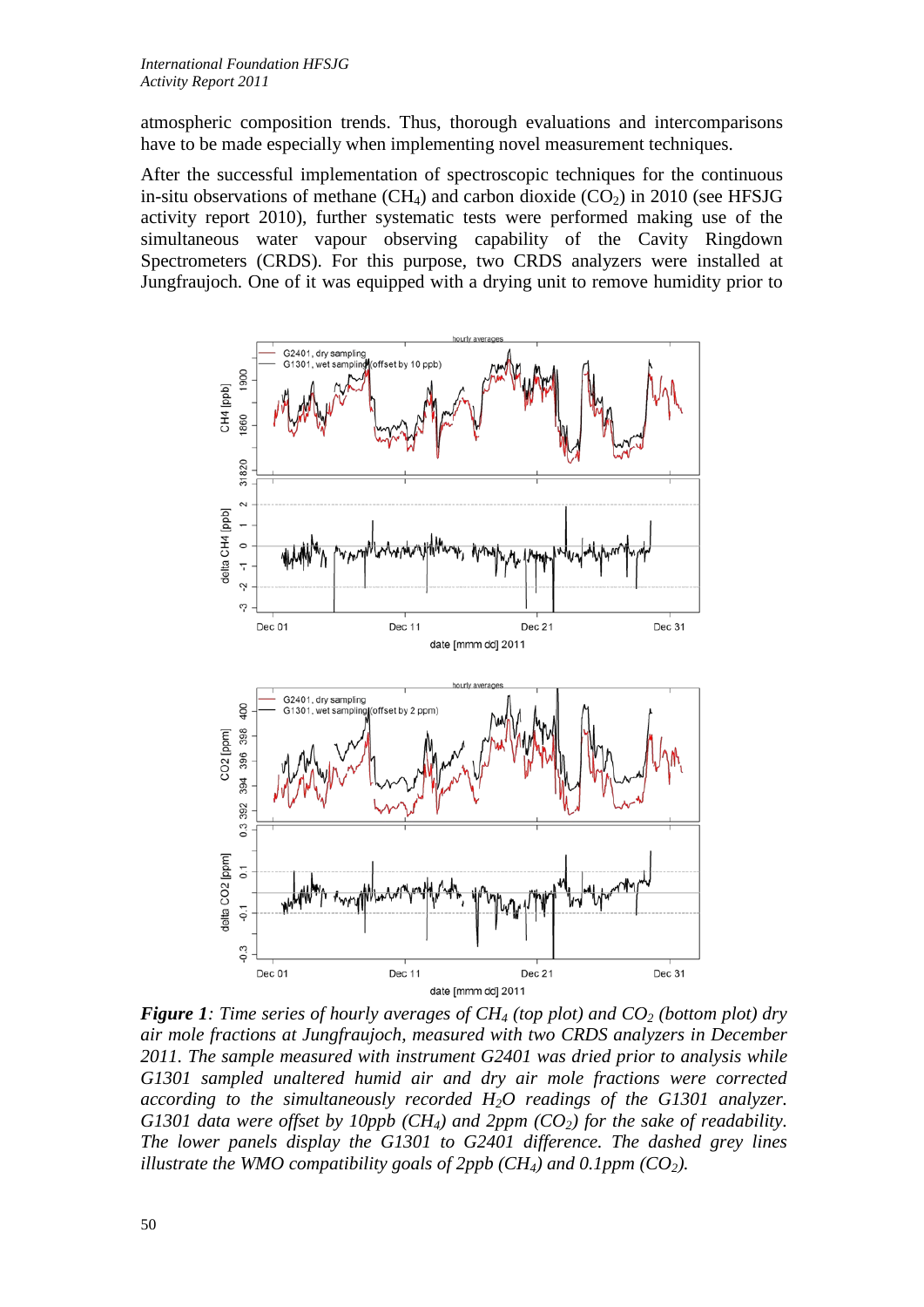atmospheric composition trends. Thus, thorough evaluations and intercomparisons have to be made especially when implementing novel measurement techniques.

After the successful implementation of spectroscopic techniques for the continuous in-situ observations of methane ($CH_4$) and carbon dioxide ($CO_2$) in 2010 (see HFSJG activity report 2010), further systematic tests were performed making use of the simultaneous water vapour observing capability of the Cavity Ringdown Spectrometers (CRDS). For this purpose, two CRDS analyzers were installed at Jungfraujoch. One of it was equipped with a drying unit to remove humidity prior to

***Figure 1**: Time series of hourly averages of $CH_4$ (top plot) and $CO_2$ (bottom plot) dry air mole fractions at Jungfraujoch, measured with two CRDS analyzers in December 2011. The sample measured with instrument G2401 was dried prior to analysis while G1301 sampled unaltered humid air and dry air mole fractions were corrected according to the simultaneously recorded $H_2O$ readings of the G1301 analyzer. G1301 data were offset by 10ppb ($CH_4$) and 2ppm ($CO_2$) for the sake of readability. The lower panels display the G1301 to G2401 difference. The dashed grey lines illustrate the WMO compatibility goals of 2ppb ($CH_4$) and 0.1ppm ($CO_2$).*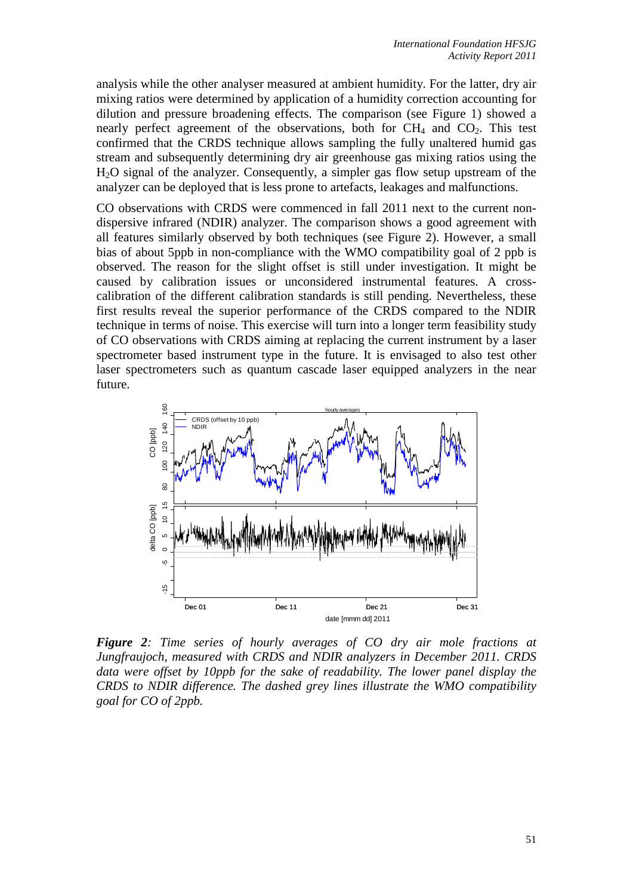analysis while the other analyser measured at ambient humidity. For the latter, dry air mixing ratios were determined by application of a humidity correction accounting for dilution and pressure broadening effects. The comparison (see Figure 1) showed a nearly perfect agreement of the observations, both for $CH_4$ and $CO_2$. This test confirmed that the CRDS technique allows sampling the fully unaltered humid gas stream and subsequently determining dry air greenhouse gas mixing ratios using the $H_2O$ signal of the analyzer. Consequently, a simpler gas flow setup upstream of the analyzer can be deployed that is less prone to artefacts, leakages and malfunctions.

CO observations with CRDS were commenced in fall 2011 next to the current non-dispersive infrared (NDIR) analyzer. The comparison shows a good agreement with all features similarly observed by both techniques (see Figure 2). However, a small bias of about 5ppb in non-compliance with the WMO compatibility goal of 2 ppb is observed. The reason for the slight offset is still under investigation. It might be caused by calibration issues or unconsidered instrumental features. A cross-calibration of the different calibration standards is still pending. Nevertheless, these first results reveal the superior performance of the CRDS compared to the NDIR technique in terms of noise. This exercise will turn into a longer term feasibility study of CO observations with CRDS aiming at replacing the current instrument by a laser spectrometer based instrument type in the future. It is envisaged to also test other laser spectrometers such as quantum cascade laser equipped analyzers in the near future.

***Figure 2**: Time series of hourly averages of CO dry air mole fractions at Jungfraujoch, measured with CRDS and NDIR analyzers in December 2011. CRDS data were offset by 10ppb for the sake of readability. The lower panel display the CRDS to NDIR difference. The dashed grey lines illustrate the WMO compatibility goal for CO of 2ppb.*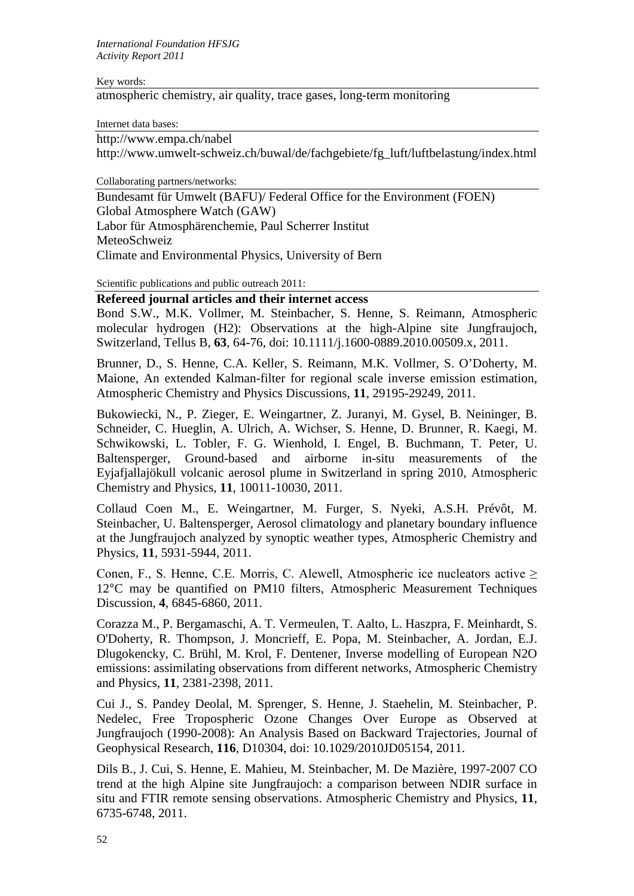Key words:

atmospheric chemistry, air quality, trace gases, long-term monitoring

Internet data bases:

http://www.empa.ch/nabel
http://www.umwelt-schweiz.ch/buwal/de/fachgebiete/fg_luft/luftbelastung/index.html

Collaborating partners/networks:

Bundesamt für Umwelt (BAFU)/ Federal Office for the Environment (FOEN)
Global Atmosphere Watch (GAW)
Labor für Atmosphärenchemie, Paul Scherrer Institut
MeteoSchweiz
Climate and Environmental Physics, University of Bern

Scientific publications and public outreach 2011:

**Refereed journal articles and their internet access**

Bond S.W., M.K. Vollmer, M. Steinbacher, S. Henne, S. Reimann, Atmospheric molecular hydrogen (H2): Observations at the high-Alpine site Jungfraujoch, Switzerland, Tellus B, **63**, 64-76, doi: 10.1111/j.1600-0889.2010.00509.x, 2011.

Brunner, D., S. Henne, C.A. Keller, S. Reimann, M.K. Vollmer, S. O'Doherty, M. Maione, An extended Kalman-filter for regional scale inverse emission estimation, Atmospheric Chemistry and Physics Discussions, **11**, 29195-29249, 2011.

Bukowiecki, N., P. Zieger, E. Weingartner, Z. Juranyi, M. Gysel, B. Neininger, B. Schneider, C. Hueglin, A. Ulrich, A. Wichser, S. Henne, D. Brunner, R. Kaegi, M. Schwikowski, L. Tobler, F. G. Wienhold, I. Engel, B. Buchmann, T. Peter, U. Baltensperger, Ground-based and airborne in-situ measurements of the Eyjafjallajökull volcanic aerosol plume in Switzerland in spring 2010, Atmospheric Chemistry and Physics, **11**, 10011-10030, 2011.

Collaud Coen M., E. Weingartner, M. Furger, S. Nyeki, A.S.H. Prévôt, M. Steinbacher, U. Baltensperger, Aerosol climatology and planetary boundary influence at the Jungfraujoch analyzed by synoptic weather types, Atmospheric Chemistry and Physics, **11**, 5931-5944, 2011.

Conen, F., S. Henne, C.E. Morris, C. Alewell, Atmospheric ice nucleators active ≥ 12°C may be quantified on PM10 filters, Atmospheric Measurement Techniques Discussion, **4**, 6845-6860, 2011.

Corazza M., P. Bergamaschi, A. T. Vermeulen, T. Aalto, L. Haszpra, F. Meinhardt, S. O'Doherty, R. Thompson, J. Moncrieff, E. Popa, M. Steinbacher, A. Jordan, E.J. Dlugokencky, C. Brühl, M. Krol, F. Dentener, Inverse modelling of European N2O emissions: assimilating observations from different networks, Atmospheric Chemistry and Physics, **11**, 2381-2398, 2011.

Cui J., S. Pandey Deolal, M. Sprenger, S. Henne, J. Staehelin, M. Steinbacher, P. Nedelec, Free Tropospheric Ozone Changes Over Europe as Observed at Jungfraujoch (1990-2008): An Analysis Based on Backward Trajectories, Journal of Geophysical Research, **116**, D10304, doi: 10.1029/2010JD05154, 2011.

Dils B., J. Cui, S. Henne, E. Mahieu, M. Steinbacher, M. De Mazière, 1997-2007 CO trend at the high Alpine site Jungfraujoch: a comparison between NDIR surface in situ and FTIR remote sensing observations. Atmospheric Chemistry and Physics, **11**, 6735-6748, 2011.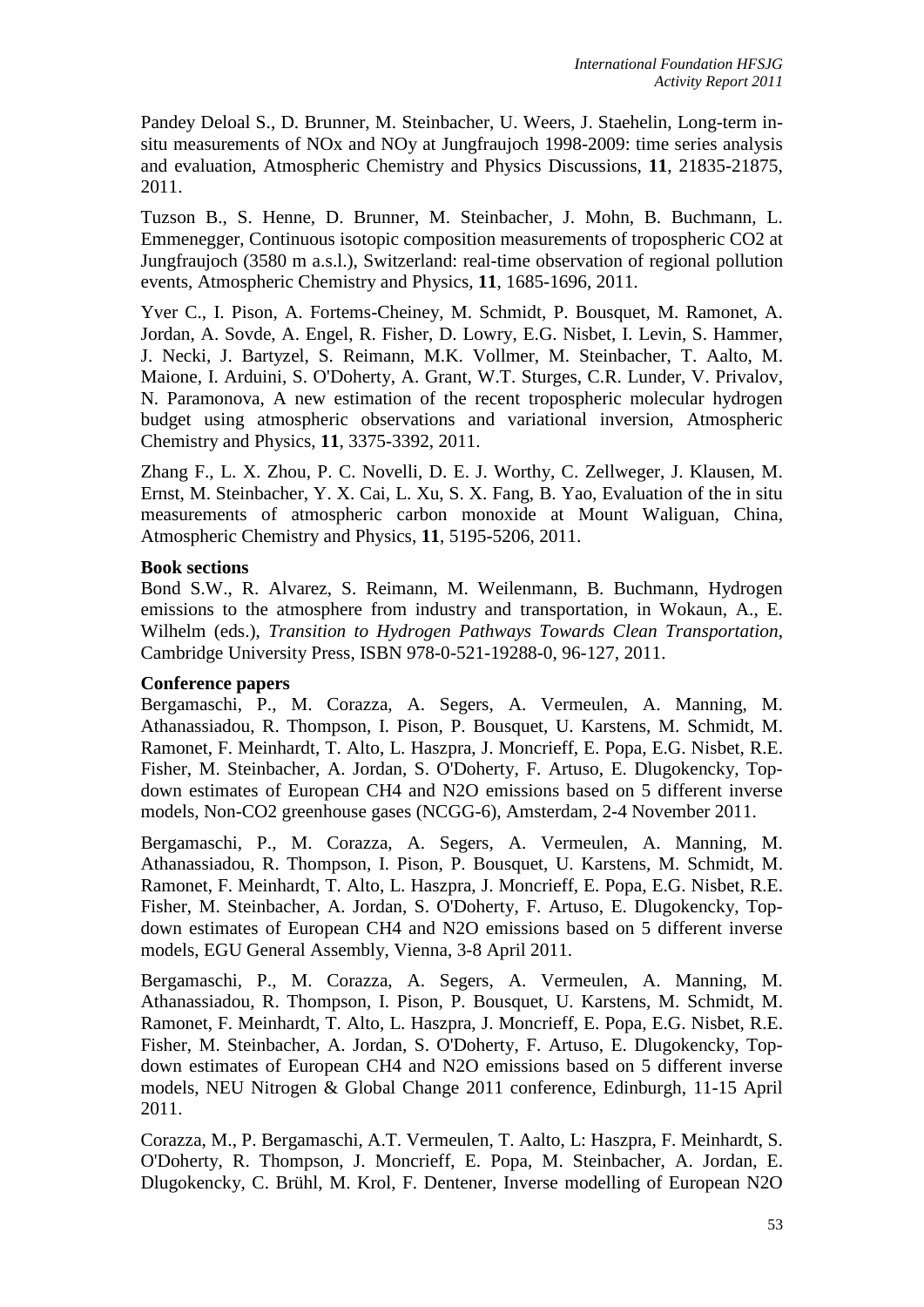Pandey Deloal S., D. Brunner, M. Steinbacher, U. Weers, J. Staehelin, Long-term in-situ measurements of NOx and NOy at Jungfraujoch 1998-2009: time series analysis and evaluation, Atmospheric Chemistry and Physics Discussions, **11**, 21835-21875, 2011.

Tuzson B., S. Henne, D. Brunner, M. Steinbacher, J. Mohn, B. Buchmann, L. Emmenegger, Continuous isotopic composition measurements of tropospheric CO2 at Jungfraujoch (3580 m a.s.l.), Switzerland: real-time observation of regional pollution events, Atmospheric Chemistry and Physics, **11**, 1685-1696, 2011.

Yver C., I. Pison, A. Fortems-Cheiney, M. Schmidt, P. Bousquet, M. Ramonet, A. Jordan, A. Sovde, A. Engel, R. Fisher, D. Lowry, E.G. Nisbet, I. Levin, S. Hammer, J. Necki, J. Bartyzel, S. Reimann, M.K. Vollmer, M. Steinbacher, T. Aalto, M. Maione, I. Arduini, S. O'Doherty, A. Grant, W.T. Sturges, C.R. Lunder, V. Privalov, N. Paramonova, A new estimation of the recent tropospheric molecular hydrogen budget using atmospheric observations and variational inversion, Atmospheric Chemistry and Physics, **11**, 3375-3392, 2011.

Zhang F., L. X. Zhou, P. C. Novelli, D. E. J. Worthy, C. Zellweger, J. Klausen, M. Ernst, M. Steinbacher, Y. X. Cai, L. Xu, S. X. Fang, B. Yao, Evaluation of the in situ measurements of atmospheric carbon monoxide at Mount Waliguan, China, Atmospheric Chemistry and Physics, **11**, 5195-5206, 2011.

**Book sections**

Bond S.W., R. Alvarez, S. Reimann, M. Weilenmann, B. Buchmann, Hydrogen emissions to the atmosphere from industry and transportation, in Wokaun, A., E. Wilhelm (eds.), *Transition to Hydrogen Pathways Towards Clean Transportation*, Cambridge University Press, ISBN 978-0-521-19288-0, 96-127, 2011.

**Conference papers**

Bergamaschi, P., M. Corazza, A. Segers, A. Vermeulen, A. Manning, M. Athanassiadou, R. Thompson, I. Pison, P. Bousquet, U. Karstens, M. Schmidt, M. Ramonet, F. Meinhardt, T. Alto, L. Haszpra, J. Moncrieff, E. Popa, E.G. Nisbet, R.E. Fisher, M. Steinbacher, A. Jordan, S. O'Doherty, F. Artuso, E. Dlugokencky, Top-down estimates of European CH4 and N2O emissions based on 5 different inverse models, Non-CO2 greenhouse gases (NCGG-6), Amsterdam, 2-4 November 2011.

Bergamaschi, P., M. Corazza, A. Segers, A. Vermeulen, A. Manning, M. Athanassiadou, R. Thompson, I. Pison, P. Bousquet, U. Karstens, M. Schmidt, M. Ramonet, F. Meinhardt, T. Alto, L. Haszpra, J. Moncrieff, E. Popa, E.G. Nisbet, R.E. Fisher, M. Steinbacher, A. Jordan, S. O'Doherty, F. Artuso, E. Dlugokencky, Top-down estimates of European CH4 and N2O emissions based on 5 different inverse models, EGU General Assembly, Vienna, 3-8 April 2011.

Bergamaschi, P., M. Corazza, A. Segers, A. Vermeulen, A. Manning, M. Athanassiadou, R. Thompson, I. Pison, P. Bousquet, U. Karstens, M. Schmidt, M. Ramonet, F. Meinhardt, T. Alto, L. Haszpra, J. Moncrieff, E. Popa, E.G. Nisbet, R.E. Fisher, M. Steinbacher, A. Jordan, S. O'Doherty, F. Artuso, E. Dlugokencky, Top-down estimates of European CH4 and N2O emissions based on 5 different inverse models, NEU Nitrogen & Global Change 2011 conference, Edinburgh, 11-15 April 2011.

Corazza, M., P. Bergamaschi, A.T. Vermeulen, T. Aalto, L: Haszpra, F. Meinhardt, S. O'Doherty, R. Thompson, J. Moncrieff, E. Popa, M. Steinbacher, A. Jordan, E. Dlugokencky, C. Brühl, M. Krol, F. Dentener, Inverse modelling of European N2O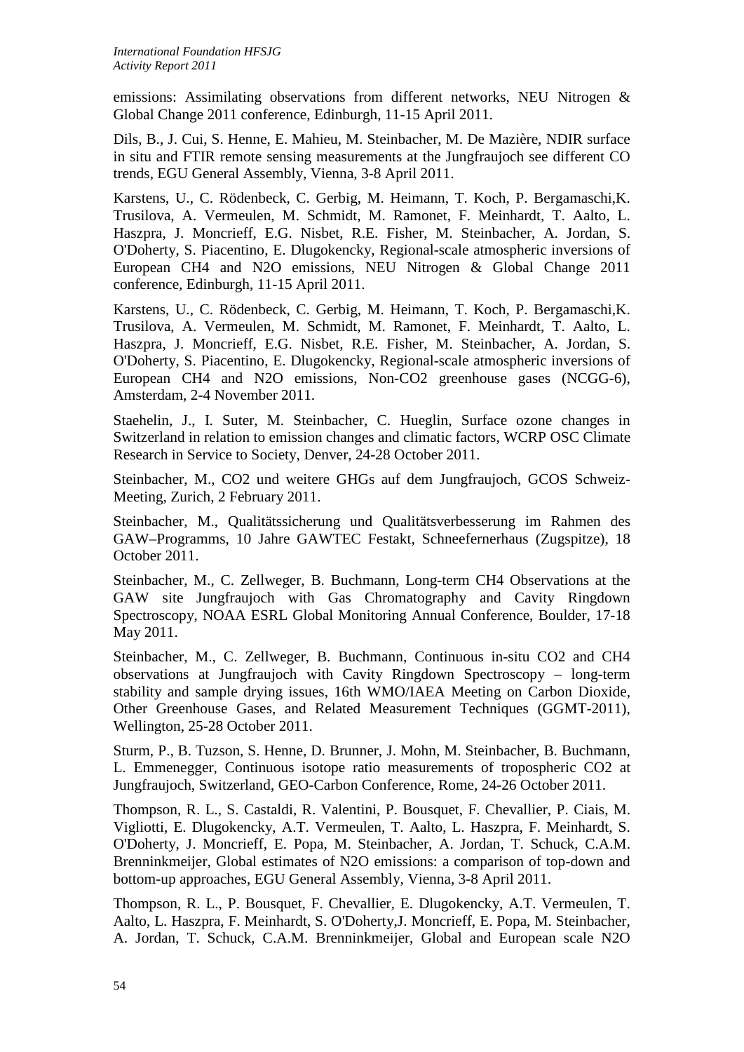emissions: Assimilating observations from different networks, NEU Nitrogen & Global Change 2011 conference, Edinburgh, 11-15 April 2011.

Dils, B., J. Cui, S. Henne, E. Mahieu, M. Steinbacher, M. De Mazière, NDIR surface in situ and FTIR remote sensing measurements at the Jungfraujoch see different CO trends, EGU General Assembly, Vienna, 3-8 April 2011.

Karstens, U., C. Rödenbeck, C. Gerbig, M. Heimann, T. Koch, P. Bergamaschi,K. Trusilova, A. Vermeulen, M. Schmidt, M. Ramonet, F. Meinhardt, T. Aalto, L. Haszpra, J. Moncrieff, E.G. Nisbet, R.E. Fisher, M. Steinbacher, A. Jordan, S. O'Doherty, S. Piacentino, E. Dlugokencky, Regional-scale atmospheric inversions of European $CH_4$ and $N_2O$ emissions, NEU Nitrogen & Global Change 2011 conference, Edinburgh, 11-15 April 2011.

Karstens, U., C. Rödenbeck, C. Gerbig, M. Heimann, T. Koch, P. Bergamaschi,K. Trusilova, A. Vermeulen, M. Schmidt, M. Ramonet, F. Meinhardt, T. Aalto, L. Haszpra, J. Moncrieff, E.G. Nisbet, R.E. Fisher, M. Steinbacher, A. Jordan, S. O'Doherty, S. Piacentino, E. Dlugokencky, Regional-scale atmospheric inversions of European $CH_4$ and $N_2O$ emissions, Non-$CO_2$ greenhouse gases (NCGG-6), Amsterdam, 2-4 November 2011.

Staehelin, J., I. Suter, M. Steinbacher, C. Hueglin, Surface ozone changes in Switzerland in relation to emission changes and climatic factors, WCRP OSC Climate Research in Service to Society, Denver, 24-28 October 2011.

Steinbacher, M., $CO_2$ und weitere GHGs auf dem Jungfraujoch, GCOS Schweiz-Meeting, Zurich, 2 February 2011.

Steinbacher, M., Qualitätssicherung und Qualitätsverbesserung im Rahmen des GAW–Programms, 10 Jahre GAWTEC Festakt, Schneefernerhaus (Zugspitze), 18 October 2011.

Steinbacher, M., C. Zellweger, B. Buchmann, Long-term $CH_4$ Observations at the GAW site Jungfraujoch with Gas Chromatography and Cavity Ringdown Spectroscopy, NOAA ESRL Global Monitoring Annual Conference, Boulder, 17-18 May 2011.

Steinbacher, M., C. Zellweger, B. Buchmann, Continuous in-situ $CO_2$ and $CH_4$ observations at Jungfraujoch with Cavity Ringdown Spectroscopy – long-term stability and sample drying issues, 16th WMO/IAEA Meeting on Carbon Dioxide, Other Greenhouse Gases, and Related Measurement Techniques (GGMT-2011), Wellington, 25-28 October 2011.

Sturm, P., B. Tuzson, S. Henne, D. Brunner, J. Mohn, M. Steinbacher, B. Buchmann, L. Emmenegger, Continuous isotope ratio measurements of tropospheric $CO_2$ at Jungfraujoch, Switzerland, GEO-Carbon Conference, Rome, 24-26 October 2011.

Thompson, R. L., S. Castaldi, R. Valentini, P. Bousquet, F. Chevallier, P. Ciais, M. Vigliotti, E. Dlugokencky, A.T. Vermeulen, T. Aalto, L. Haszpra, F. Meinhardt, S. O'Doherty, J. Moncrieff, E. Popa, M. Steinbacher, A. Jordan, T. Schuck, C.A.M. Brenninkmeijer, Global estimates of $N_2O$ emissions: a comparison of top-down and bottom-up approaches, EGU General Assembly, Vienna, 3-8 April 2011.

Thompson, R. L., P. Bousquet, F. Chevallier, E. Dlugokencky, A.T. Vermeulen, T. Aalto, L. Haszpra, F. Meinhardt, S. O'Doherty,J. Moncrieff, E. Popa, M. Steinbacher, A. Jordan, T. Schuck, C.A.M. Brenninkmeijer, Global and European scale $N_2O$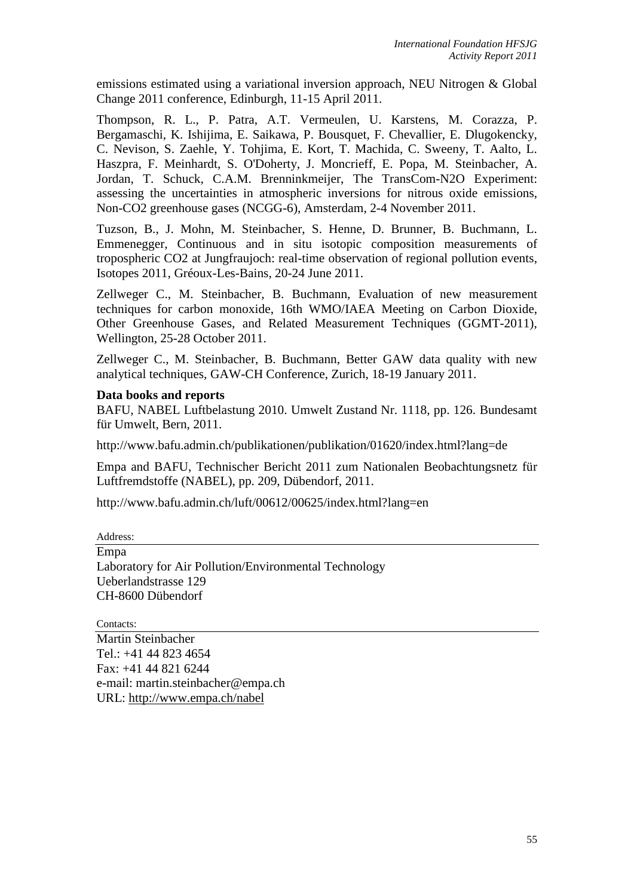emissions estimated using a variational inversion approach, NEU Nitrogen & Global Change 2011 conference, Edinburgh, 11-15 April 2011.

Thompson, R. L., P. Patra, A.T. Vermeulen, U. Karstens, M. Corazza, P. Bergamaschi, K. Ishijima, E. Saikawa, P. Bousquet, F. Chevallier, E. Dlugokencky, C. Nevison, S. Zaehle, Y. Tohjima, E. Kort, T. Machida, C. Sweeny, T. Aalto, L. Haszpra, F. Meinhardt, S. O'Doherty, J. Moncrieff, E. Popa, M. Steinbacher, A. Jordan, T. Schuck, C.A.M. Brenninkmeijer, The TransCom-N2O Experiment: assessing the uncertainties in atmospheric inversions for nitrous oxide emissions, Non-CO2 greenhouse gases (NCGG-6), Amsterdam, 2-4 November 2011.

Tuzson, B., J. Mohn, M. Steinbacher, S. Henne, D. Brunner, B. Buchmann, L. Emmenegger, Continuous and in situ isotopic composition measurements of tropospheric CO2 at Jungfraujoch: real-time observation of regional pollution events, Isotopes 2011, Gréoux-Les-Bains, 20-24 June 2011.

Zellweger C., M. Steinbacher, B. Buchmann, Evaluation of new measurement techniques for carbon monoxide, 16th WMO/IAEA Meeting on Carbon Dioxide, Other Greenhouse Gases, and Related Measurement Techniques (GGMT-2011), Wellington, 25-28 October 2011.

Zellweger C., M. Steinbacher, B. Buchmann, Better GAW data quality with new analytical techniques, GAW-CH Conference, Zurich, 18-19 January 2011.

**Data books and reports**

BAFU, NABEL Luftbelastung 2010. Umwelt Zustand Nr. 1118, pp. 126. Bundesamt für Umwelt, Bern, 2011.

http://www.bafu.admin.ch/publikationen/publikation/01620/index.html?lang=de

Empa and BAFU, Technischer Bericht 2011 zum Nationalen Beobachtungsnetz für Luftfremdstoffe (NABEL), pp. 209, Dübendorf, 2011.

http://www.bafu.admin.ch/luft/00612/00625/index.html?lang=en

Address:

Empa
Laboratory for Air Pollution/Environmental Technology
Ueberlandstrasse 129
CH-8600 Dübendorf

Contacts:

Martin Steinbacher
Tel.: +41 44 823 4654
Fax: +41 44 821 6244
e-mail: martin.steinbacher@empa.ch
URL: http://www.empa.ch/nabel